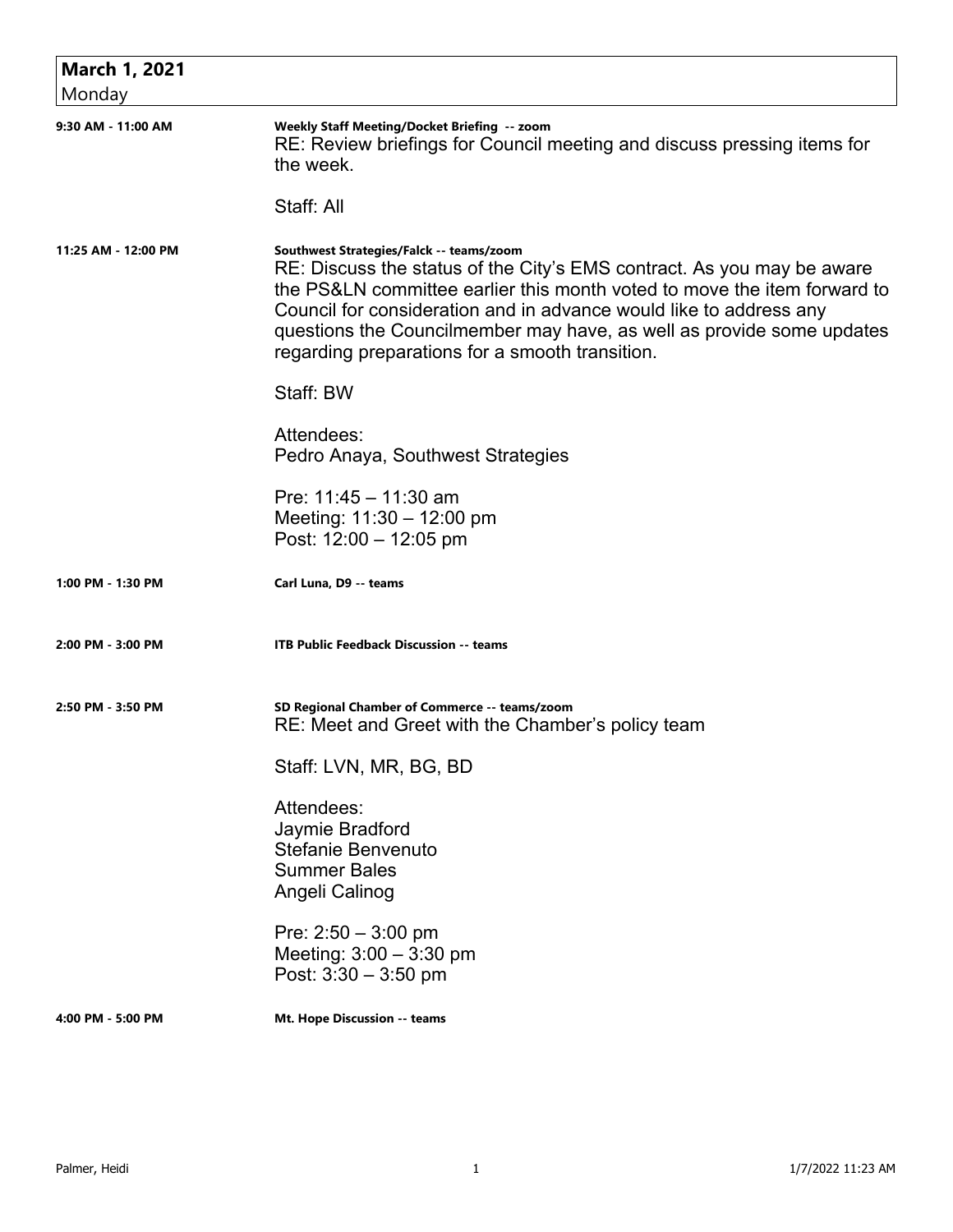## March 1, 2021
Monday

**9:30 AM - 11:00 AM** — **Weekly Staff Meeting/Docket Briefing -- zoom**

RE: Review briefings for Council meeting and discuss pressing items for the week.

Staff: All

**11:25 AM - 12:00 PM** — **Southwest Strategies/Falck -- teams/zoom**

RE: Discuss the status of the City's EMS contract. As you may be aware the PS&LN committee earlier this month voted to move the item forward to Council for consideration and in advance would like to address any questions the Councilmember may have, as well as provide some updates regarding preparations for a smooth transition.

Staff: BW

Attendees:
Pedro Anaya, Southwest Strategies

Pre: 11:45 – 11:30 am
Meeting: 11:30 – 12:00 pm
Post: 12:00 – 12:05 pm

**1:00 PM - 1:30 PM** — **Carl Luna, D9 -- teams**

**2:00 PM - 3:00 PM** — **ITB Public Feedback Discussion -- teams**

**2:50 PM - 3:50 PM** — **SD Regional Chamber of Commerce -- teams/zoom**

RE: Meet and Greet with the Chamber's policy team

Staff: LVN, MR, BG, BD

Attendees:
Jaymie Bradford
Stefanie Benvenuto
Summer Bales
Angeli Calinog

Pre: 2:50 – 3:00 pm
Meeting: 3:00 – 3:30 pm
Post: 3:30 – 3:50 pm

**4:00 PM - 5:00 PM** — **Mt. Hope Discussion -- teams**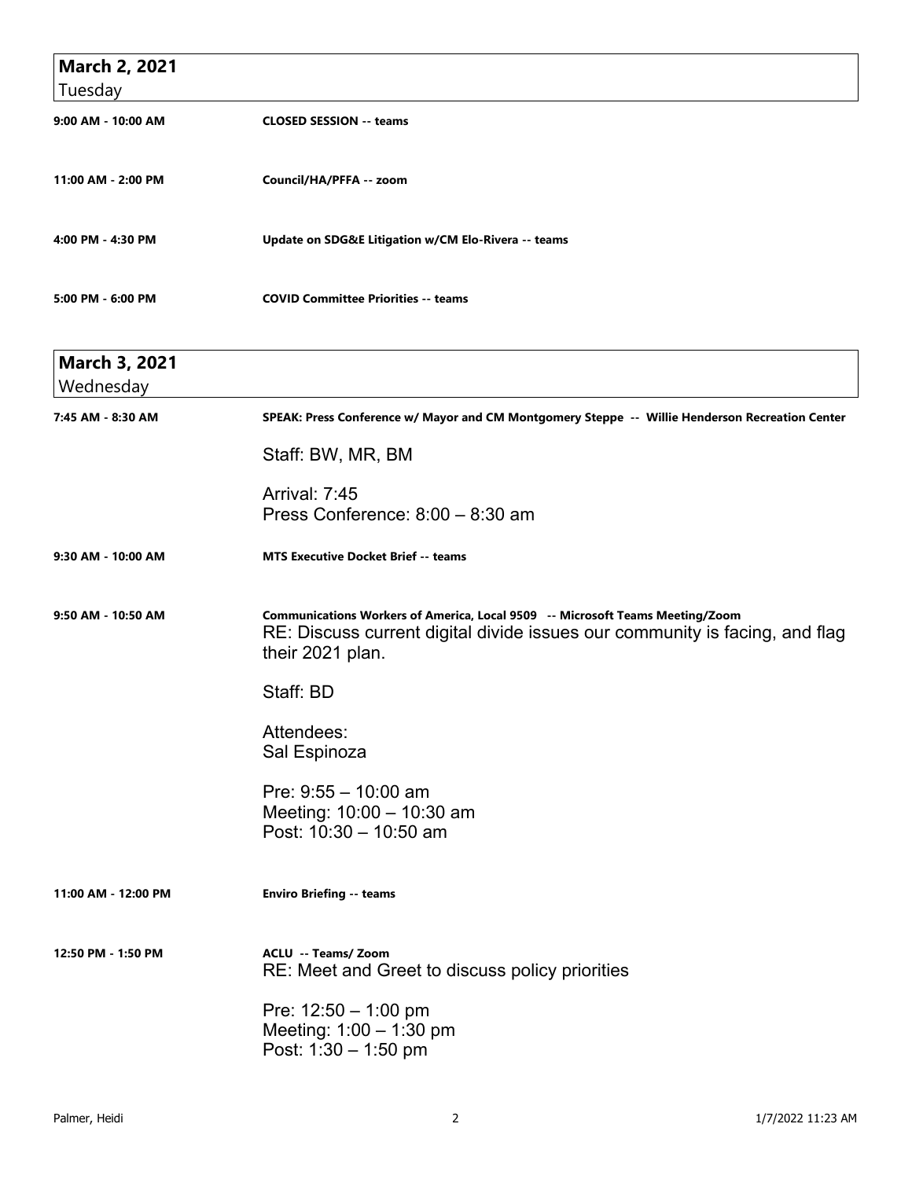## March 2, 2021
Tuesday

**9:00 AM - 10:00 AM** — **CLOSED SESSION -- teams**

**11:00 AM - 2:00 PM** — **Council/HA/PFFA -- zoom**

**4:00 PM - 4:30 PM** — **Update on SDG&E Litigation w/CM Elo-Rivera -- teams**

**5:00 PM - 6:00 PM** — **COVID Committee Priorities -- teams**

## March 3, 2021
Wednesday

**7:45 AM - 8:30 AM** — **SPEAK: Press Conference w/ Mayor and CM Montgomery Steppe -- Willie Henderson Recreation Center**

Staff: BW, MR, BM

Arrival: 7:45
Press Conference: 8:00 – 8:30 am

**9:30 AM - 10:00 AM** — **MTS Executive Docket Brief -- teams**

**9:50 AM - 10:50 AM** — **Communications Workers of America, Local 9509 -- Microsoft Teams Meeting/Zoom**
RE: Discuss current digital divide issues our community is facing, and flag their 2021 plan.

Staff: BD

Attendees:
Sal Espinoza

Pre: 9:55 – 10:00 am
Meeting: 10:00 – 10:30 am
Post: 10:30 – 10:50 am

**11:00 AM - 12:00 PM** — **Enviro Briefing -- teams**

**12:50 PM - 1:50 PM** — **ACLU -- Teams/ Zoom**
RE: Meet and Greet to discuss policy priorities

Pre: 12:50 – 1:00 pm
Meeting: 1:00 – 1:30 pm
Post: 1:30 – 1:50 pm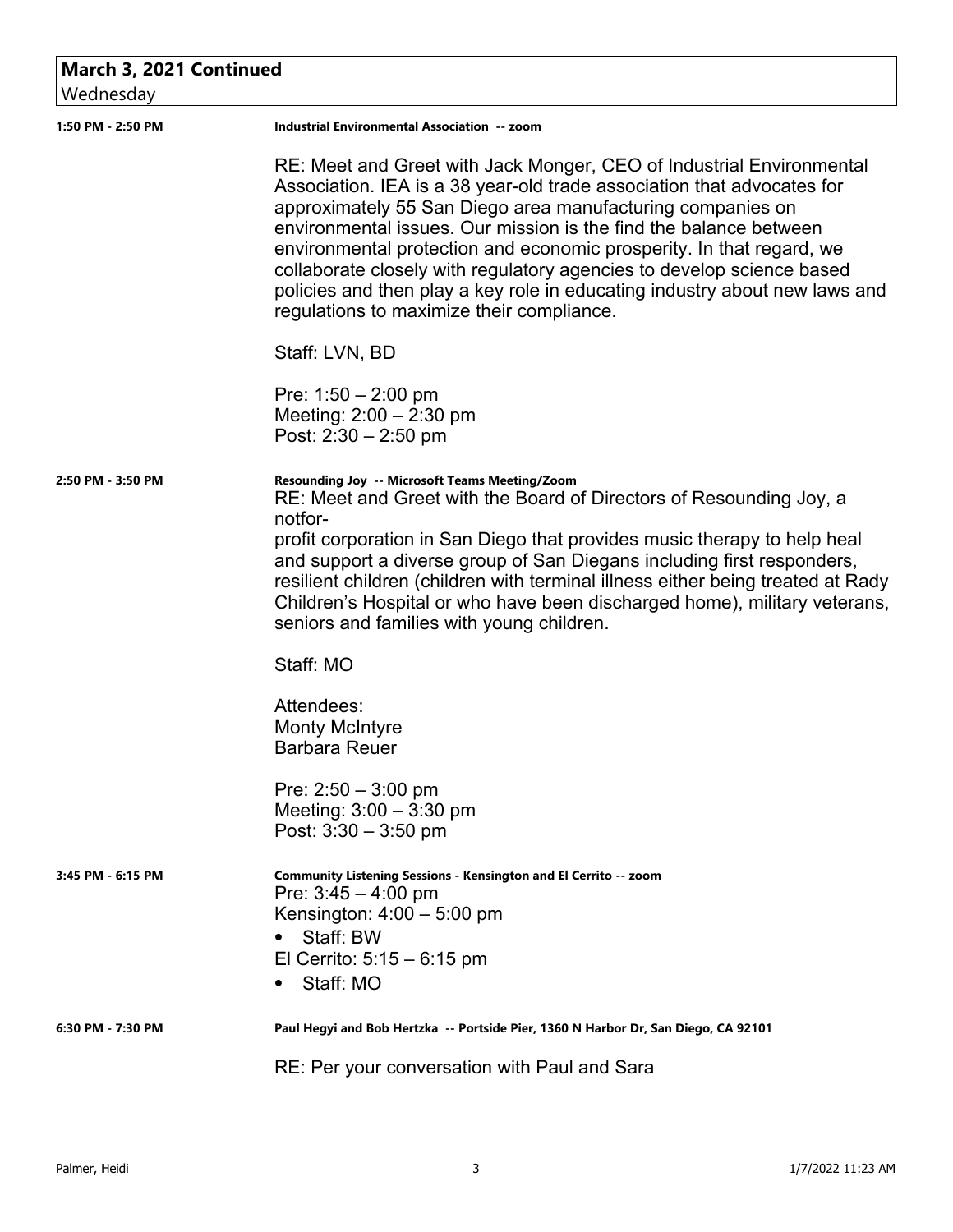## March 3, 2021 Continued

Wednesday

**1:50 PM - 2:50 PM** — **Industrial Environmental Association -- zoom**

RE: Meet and Greet with Jack Monger, CEO of Industrial Environmental Association. IEA is a 38 year-old trade association that advocates for approximately 55 San Diego area manufacturing companies on environmental issues. Our mission is the find the balance between environmental protection and economic prosperity. In that regard, we collaborate closely with regulatory agencies to develop science based policies and then play a key role in educating industry about new laws and regulations to maximize their compliance.

Staff: LVN, BD

Pre: 1:50 – 2:00 pm
Meeting: 2:00 – 2:30 pm
Post: 2:30 – 2:50 pm

**2:50 PM - 3:50 PM** — **Resounding Joy -- Microsoft Teams Meeting/Zoom**

RE: Meet and Greet with the Board of Directors of Resounding Joy, a notfor-
profit corporation in San Diego that provides music therapy to help heal and support a diverse group of San Diegans including first responders, resilient children (children with terminal illness either being treated at Rady Children's Hospital or who have been discharged home), military veterans, seniors and families with young children.

Staff: MO

Attendees:
Monty McIntyre
Barbara Reuer

Pre: 2:50 – 3:00 pm
Meeting: 3:00 – 3:30 pm
Post: 3:30 – 3:50 pm

**3:45 PM - 6:15 PM** — **Community Listening Sessions - Kensington and El Cerrito -- zoom**

Pre: 3:45 – 4:00 pm
Kensington: 4:00 – 5:00 pm

- Staff: BW

El Cerrito: 5:15 – 6:15 pm

- Staff: MO

**6:30 PM - 7:30 PM** — **Paul Hegyi and Bob Hertzka -- Portside Pier, 1360 N Harbor Dr, San Diego, CA 92101**

RE: Per your conversation with Paul and Sara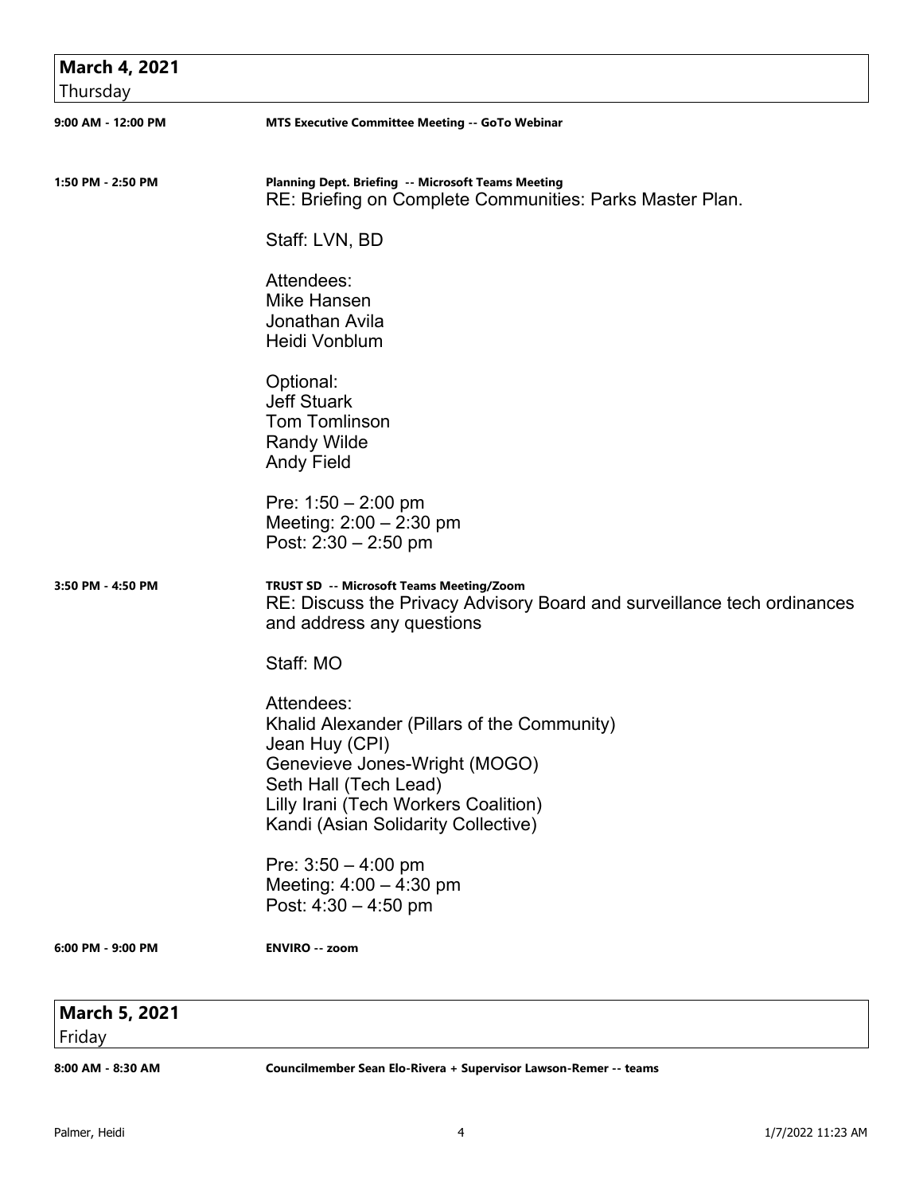## March 4, 2021
Thursday

**9:00 AM - 12:00 PM** — **MTS Executive Committee Meeting -- GoTo Webinar**

**1:50 PM - 2:50 PM** — **Planning Dept. Briefing -- Microsoft Teams Meeting**

RE: Briefing on Complete Communities: Parks Master Plan.

Staff: LVN, BD

Attendees:
Mike Hansen
Jonathan Avila
Heidi Vonblum

Optional:
Jeff Stuark
Tom Tomlinson
Randy Wilde
Andy Field

Pre: 1:50 – 2:00 pm
Meeting: 2:00 – 2:30 pm
Post: 2:30 – 2:50 pm

**3:50 PM - 4:50 PM** — **TRUST SD -- Microsoft Teams Meeting/Zoom**

RE: Discuss the Privacy Advisory Board and surveillance tech ordinances and address any questions

Staff: MO

Attendees:
Khalid Alexander (Pillars of the Community)
Jean Huy (CPI)
Genevieve Jones-Wright (MOGO)
Seth Hall (Tech Lead)
Lilly Irani (Tech Workers Coalition)
Kandi (Asian Solidarity Collective)

Pre: 3:50 – 4:00 pm
Meeting: 4:00 – 4:30 pm
Post: 4:30 – 4:50 pm

**6:00 PM - 9:00 PM** — **ENVIRO -- zoom**

## March 5, 2021
Friday

**8:00 AM - 8:30 AM** — **Councilmember Sean Elo-Rivera + Supervisor Lawson-Remer -- teams**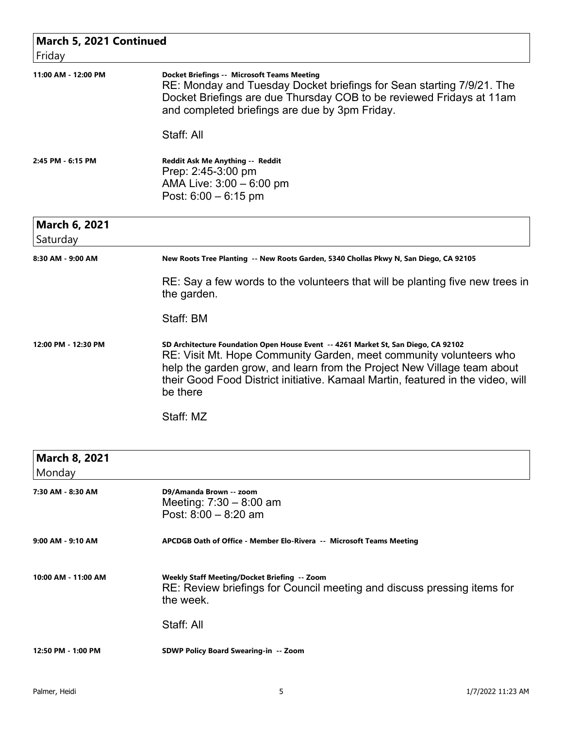## March 5, 2021 Continued

Friday

**11:00 AM - 12:00 PM** — **Docket Briefings -- Microsoft Teams Meeting**

RE: Monday and Tuesday Docket briefings for Sean starting 7/9/21. The Docket Briefings are due Thursday COB to be reviewed Fridays at 11am and completed briefings are due by 3pm Friday.

Staff: All

**2:45 PM - 6:15 PM** — **Reddit Ask Me Anything -- Reddit**

Prep: 2:45-3:00 pm
AMA Live: 3:00 – 6:00 pm
Post: 6:00 – 6:15 pm

## March 6, 2021

Saturday

**8:30 AM - 9:00 AM** — **New Roots Tree Planting -- New Roots Garden, 5340 Chollas Pkwy N, San Diego, CA 92105**

RE: Say a few words to the volunteers that will be planting five new trees in the garden.

Staff: BM

**12:00 PM - 12:30 PM** — **SD Architecture Foundation Open House Event -- 4261 Market St, San Diego, CA 92102**

RE: Visit Mt. Hope Community Garden, meet community volunteers who help the garden grow, and learn from the Project New Village team about their Good Food District initiative. Kamaal Martin, featured in the video, will be there

Staff: MZ

## March 8, 2021

Monday

**7:30 AM - 8:30 AM** — **D9/Amanda Brown -- zoom**

Meeting: 7:30 – 8:00 am
Post: 8:00 – 8:20 am

**9:00 AM - 9:10 AM** — **APCDGB Oath of Office - Member Elo-Rivera -- Microsoft Teams Meeting**

**10:00 AM - 11:00 AM** — **Weekly Staff Meeting/Docket Briefing -- Zoom**

RE: Review briefings for Council meeting and discuss pressing items for the week.

Staff: All

**12:50 PM - 1:00 PM** — **SDWP Policy Board Swearing-in -- Zoom**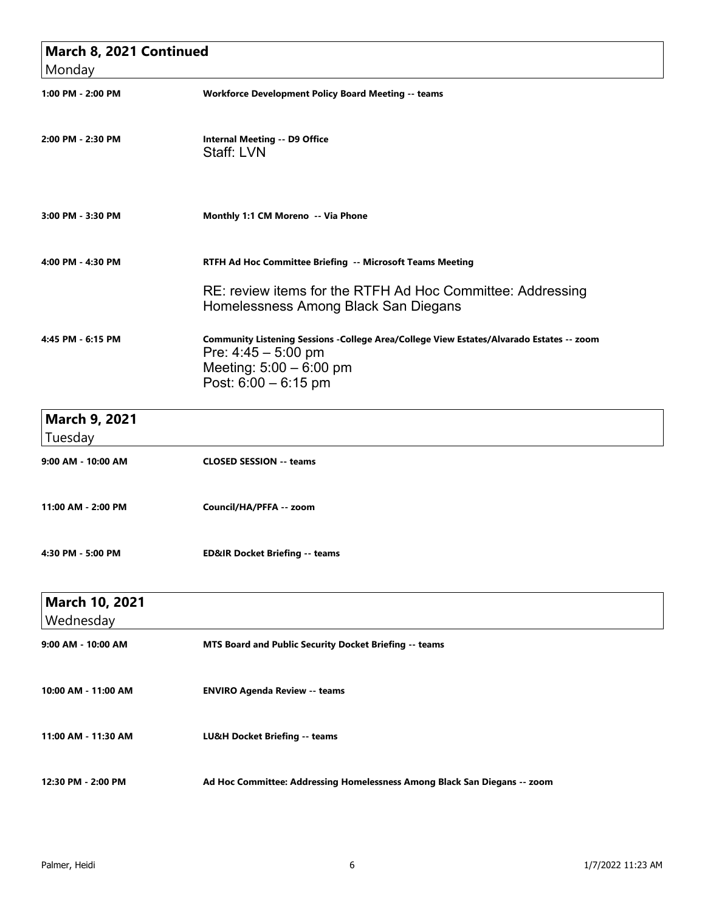## March 8, 2021 Continued
Monday

**1:00 PM - 2:00 PM** — **Workforce Development Policy Board Meeting -- teams**

**2:00 PM - 2:30 PM** — **Internal Meeting -- D9 Office**
Staff: LVN

**3:00 PM - 3:30 PM** — **Monthly 1:1 CM Moreno -- Via Phone**

**4:00 PM - 4:30 PM** — **RTFH Ad Hoc Committee Briefing -- Microsoft Teams Meeting**

RE: review items for the RTFH Ad Hoc Committee: Addressing Homelessness Among Black San Diegans

**4:45 PM - 6:15 PM** — **Community Listening Sessions -College Area/College View Estates/Alvarado Estates -- zoom**
Pre: 4:45 – 5:00 pm
Meeting: 5:00 – 6:00 pm
Post: 6:00 – 6:15 pm

## March 9, 2021
Tuesday

**9:00 AM - 10:00 AM** — **CLOSED SESSION -- teams**

**11:00 AM - 2:00 PM** — **Council/HA/PFFA -- zoom**

**4:30 PM - 5:00 PM** — **ED&IR Docket Briefing -- teams**

## March 10, 2021
Wednesday

**9:00 AM - 10:00 AM** — **MTS Board and Public Security Docket Briefing -- teams**

**10:00 AM - 11:00 AM** — **ENVIRO Agenda Review -- teams**

**11:00 AM - 11:30 AM** — **LU&H Docket Briefing -- teams**

**12:30 PM - 2:00 PM** — **Ad Hoc Committee: Addressing Homelessness Among Black San Diegans -- zoom**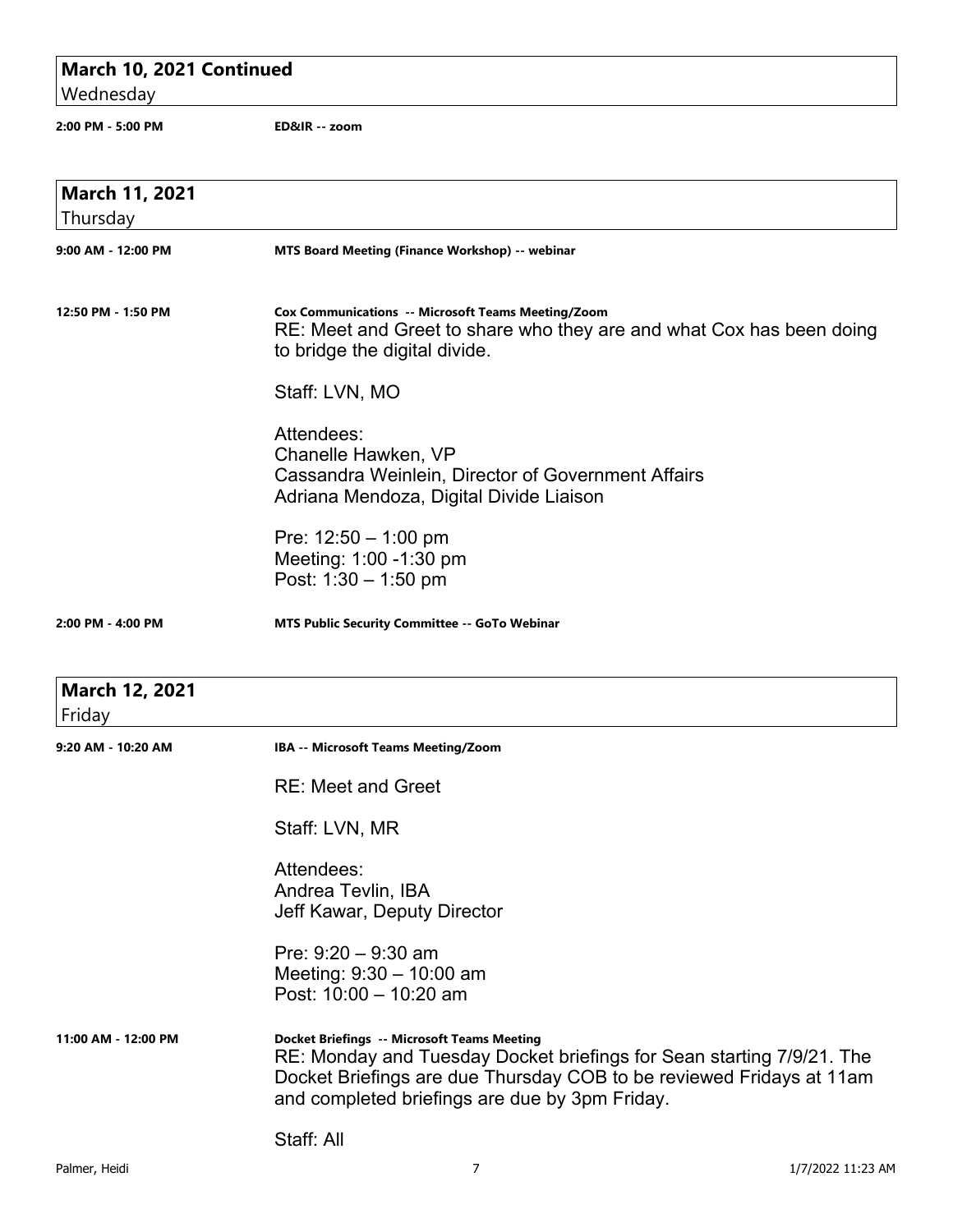## March 10, 2021 Continued
Wednesday

**2:00 PM - 5:00 PM** — **ED&IR -- zoom**

## March 11, 2021
Thursday

**9:00 AM - 12:00 PM** — **MTS Board Meeting (Finance Workshop) -- webinar**

**12:50 PM - 1:50 PM** — **Cox Communications -- Microsoft Teams Meeting/Zoom**

RE: Meet and Greet to share who they are and what Cox has been doing to bridge the digital divide.

Staff: LVN, MO

Attendees:
Chanelle Hawken, VP
Cassandra Weinlein, Director of Government Affairs
Adriana Mendoza, Digital Divide Liaison

Pre: 12:50 – 1:00 pm
Meeting: 1:00 -1:30 pm
Post: 1:30 – 1:50 pm

**2:00 PM - 4:00 PM** — **MTS Public Security Committee -- GoTo Webinar**

## March 12, 2021
Friday

**9:20 AM - 10:20 AM** — **IBA -- Microsoft Teams Meeting/Zoom**

RE: Meet and Greet

Staff: LVN, MR

Attendees:
Andrea Tevlin, IBA
Jeff Kawar, Deputy Director

Pre: 9:20 – 9:30 am
Meeting: 9:30 – 10:00 am
Post: 10:00 – 10:20 am

**11:00 AM - 12:00 PM** — **Docket Briefings -- Microsoft Teams Meeting**

RE: Monday and Tuesday Docket briefings for Sean starting 7/9/21. The Docket Briefings are due Thursday COB to be reviewed Fridays at 11am and completed briefings are due by 3pm Friday.

Staff: All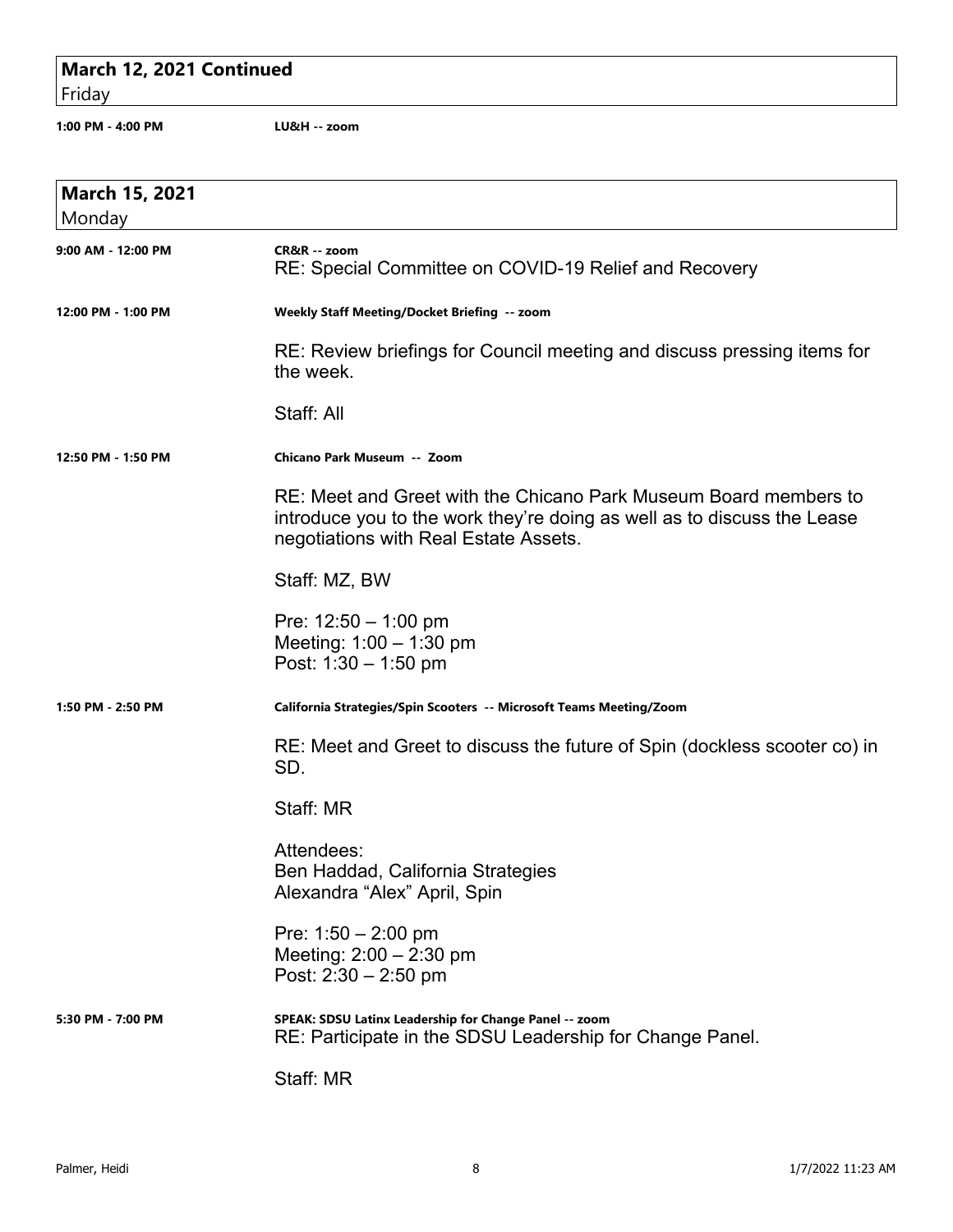## March 12, 2021 Continued
Friday

**1:00 PM - 4:00 PM** **LU&H -- zoom**

## March 15, 2021
Monday

**9:00 AM - 12:00 PM** **CR&R -- zoom**

RE: Special Committee on COVID-19 Relief and Recovery

**12:00 PM - 1:00 PM** **Weekly Staff Meeting/Docket Briefing -- zoom**

RE: Review briefings for Council meeting and discuss pressing items for the week.

Staff: All

**12:50 PM - 1:50 PM** **Chicano Park Museum -- Zoom**

RE: Meet and Greet with the Chicano Park Museum Board members to introduce you to the work they're doing as well as to discuss the Lease negotiations with Real Estate Assets.

Staff: MZ, BW

Pre: 12:50 – 1:00 pm
Meeting: 1:00 – 1:30 pm
Post: 1:30 – 1:50 pm

**1:50 PM - 2:50 PM** **California Strategies/Spin Scooters -- Microsoft Teams Meeting/Zoom**

RE: Meet and Greet to discuss the future of Spin (dockless scooter co) in SD.

Staff: MR

Attendees:
Ben Haddad, California Strategies
Alexandra "Alex" April, Spin

Pre: 1:50 – 2:00 pm
Meeting: 2:00 – 2:30 pm
Post: 2:30 – 2:50 pm

**5:30 PM - 7:00 PM** **SPEAK: SDSU Latinx Leadership for Change Panel -- zoom**

RE: Participate in the SDSU Leadership for Change Panel.

Staff: MR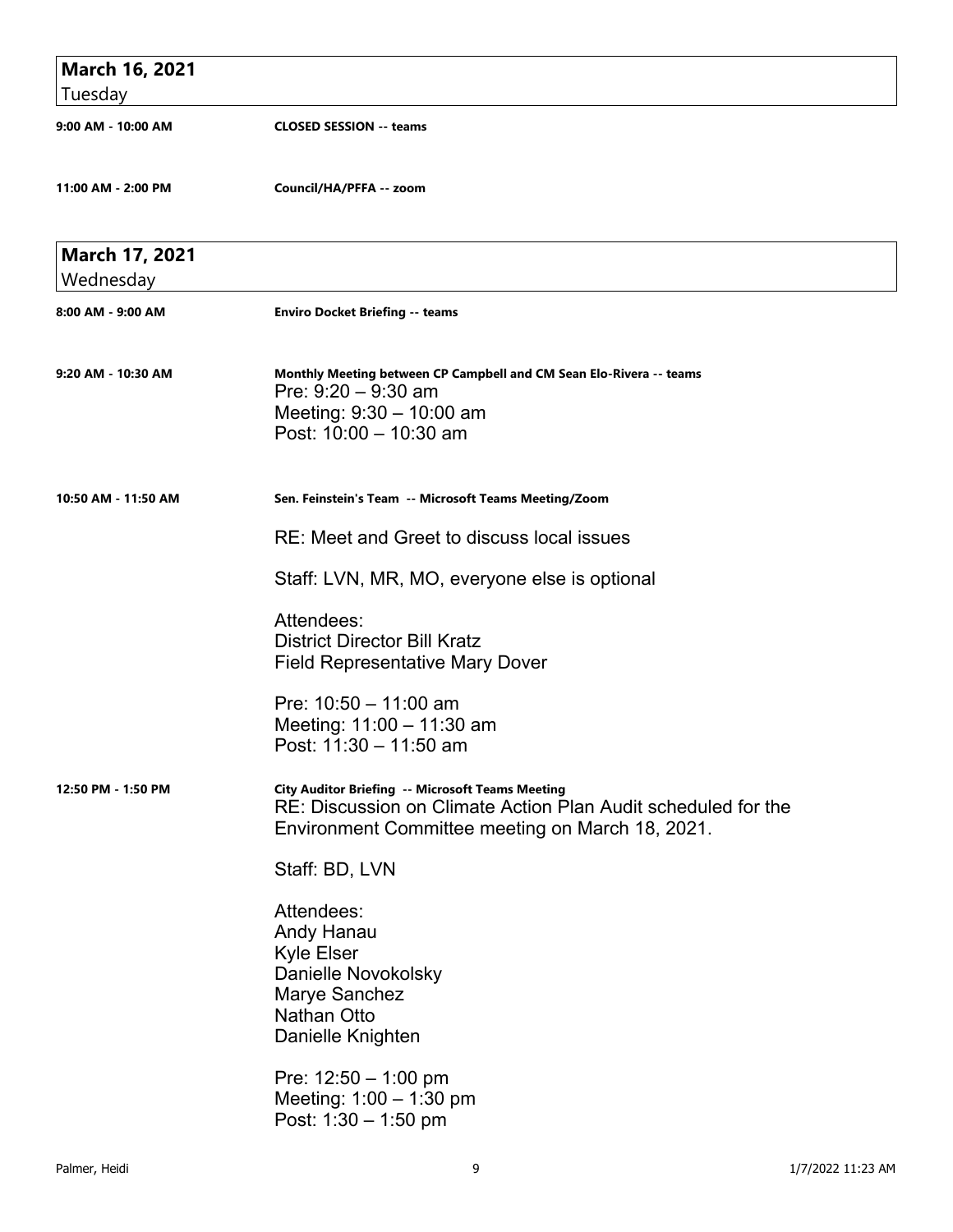## March 16, 2021
Tuesday

**9:00 AM - 10:00 AM** — **CLOSED SESSION -- teams**

**11:00 AM - 2:00 PM** — **Council/HA/PFFA -- zoom**

## March 17, 2021
Wednesday

**8:00 AM - 9:00 AM** — **Enviro Docket Briefing -- teams**

**9:20 AM - 10:30 AM** — **Monthly Meeting between CP Campbell and CM Sean Elo-Rivera -- teams**

Pre: 9:20 – 9:30 am
Meeting: 9:30 – 10:00 am
Post: 10:00 – 10:30 am

**10:50 AM - 11:50 AM** — **Sen. Feinstein's Team -- Microsoft Teams Meeting/Zoom**

RE: Meet and Greet to discuss local issues

Staff: LVN, MR, MO, everyone else is optional

Attendees:
District Director Bill Kratz
Field Representative Mary Dover

Pre: 10:50 – 11:00 am
Meeting: 11:00 – 11:30 am
Post: 11:30 – 11:50 am

**12:50 PM - 1:50 PM** — **City Auditor Briefing -- Microsoft Teams Meeting**

RE: Discussion on Climate Action Plan Audit scheduled for the Environment Committee meeting on March 18, 2021.

Staff: BD, LVN

Attendees:
Andy Hanau
Kyle Elser
Danielle Novokolsky
Marye Sanchez
Nathan Otto
Danielle Knighten

Pre: 12:50 – 1:00 pm
Meeting: 1:00 – 1:30 pm
Post: 1:30 – 1:50 pm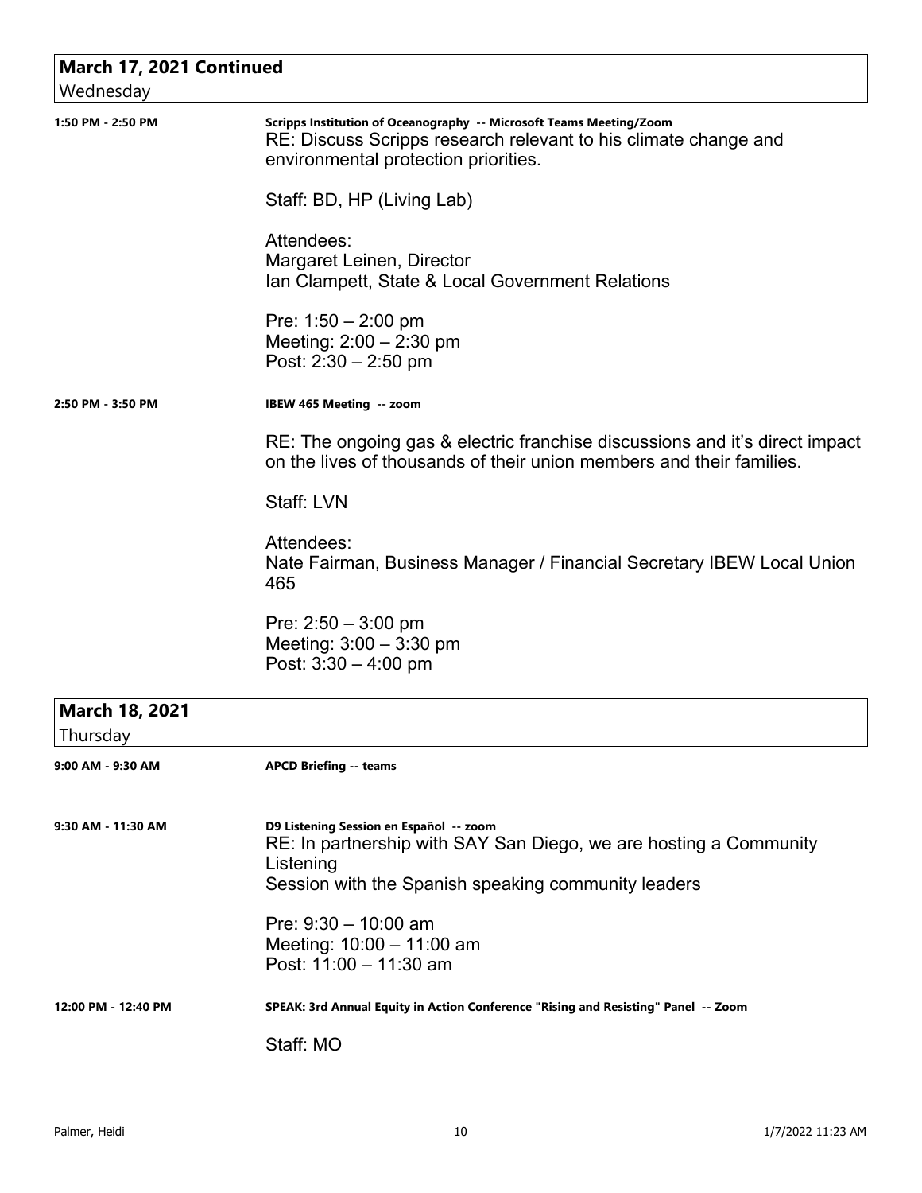## March 17, 2021 Continued
Wednesday

**1:50 PM - 2:50 PM**

**Scripps Institution of Oceanography -- Microsoft Teams Meeting/Zoom**
RE: Discuss Scripps research relevant to his climate change and environmental protection priorities.

Staff: BD, HP (Living Lab)

Attendees:
Margaret Leinen, Director
Ian Clampett, State & Local Government Relations

Pre: 1:50 – 2:00 pm
Meeting: 2:00 – 2:30 pm
Post: 2:30 – 2:50 pm

**2:50 PM - 3:50 PM**

**IBEW 465 Meeting -- zoom**

RE: The ongoing gas & electric franchise discussions and it's direct impact on the lives of thousands of their union members and their families.

Staff: LVN

Attendees:
Nate Fairman, Business Manager / Financial Secretary IBEW Local Union 465

Pre: 2:50 – 3:00 pm
Meeting: 3:00 – 3:30 pm
Post: 3:30 – 4:00 pm

## March 18, 2021
Thursday

**9:00 AM - 9:30 AM**

**APCD Briefing -- teams**

**9:30 AM - 11:30 AM**

**D9 Listening Session en Español -- zoom**
RE: In partnership with SAY San Diego, we are hosting a Community Listening
Session with the Spanish speaking community leaders

Pre: 9:30 – 10:00 am
Meeting: 10:00 – 11:00 am
Post: 11:00 – 11:30 am

**12:00 PM - 12:40 PM**

**SPEAK: 3rd Annual Equity in Action Conference "Rising and Resisting" Panel -- Zoom**

Staff: MO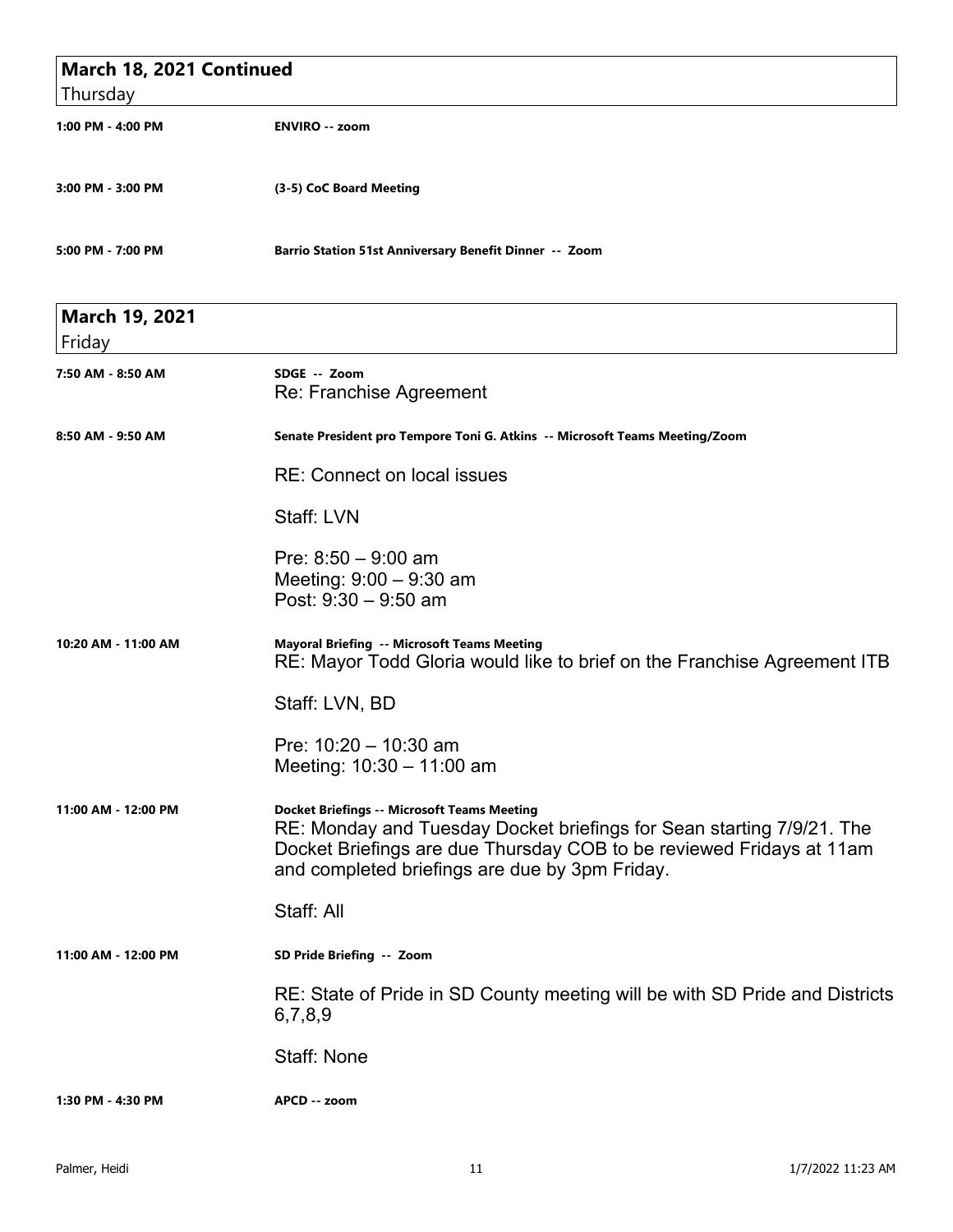## March 18, 2021 Continued
Thursday

**1:00 PM - 4:00 PM** — **ENVIRO -- zoom**

**3:00 PM - 3:00 PM** — **(3-5) CoC Board Meeting**

**5:00 PM - 7:00 PM** — **Barrio Station 51st Anniversary Benefit Dinner -- Zoom**

## March 19, 2021
Friday

**7:50 AM - 8:50 AM** — **SDGE -- Zoom**

Re: Franchise Agreement

**8:50 AM - 9:50 AM** — **Senate President pro Tempore Toni G. Atkins -- Microsoft Teams Meeting/Zoom**

RE: Connect on local issues

Staff: LVN

Pre: 8:50 – 9:00 am
Meeting: 9:00 – 9:30 am
Post: 9:30 – 9:50 am

**10:20 AM - 11:00 AM** — **Mayoral Briefing -- Microsoft Teams Meeting**

RE: Mayor Todd Gloria would like to brief on the Franchise Agreement ITB

Staff: LVN, BD

Pre: 10:20 – 10:30 am
Meeting: 10:30 – 11:00 am

**11:00 AM - 12:00 PM** — **Docket Briefings -- Microsoft Teams Meeting**

RE: Monday and Tuesday Docket briefings for Sean starting 7/9/21. The Docket Briefings are due Thursday COB to be reviewed Fridays at 11am and completed briefings are due by 3pm Friday.

Staff: All

**11:00 AM - 12:00 PM** — **SD Pride Briefing -- Zoom**

RE: State of Pride in SD County meeting will be with SD Pride and Districts 6,7,8,9

Staff: None

**1:30 PM - 4:30 PM** — **APCD -- zoom**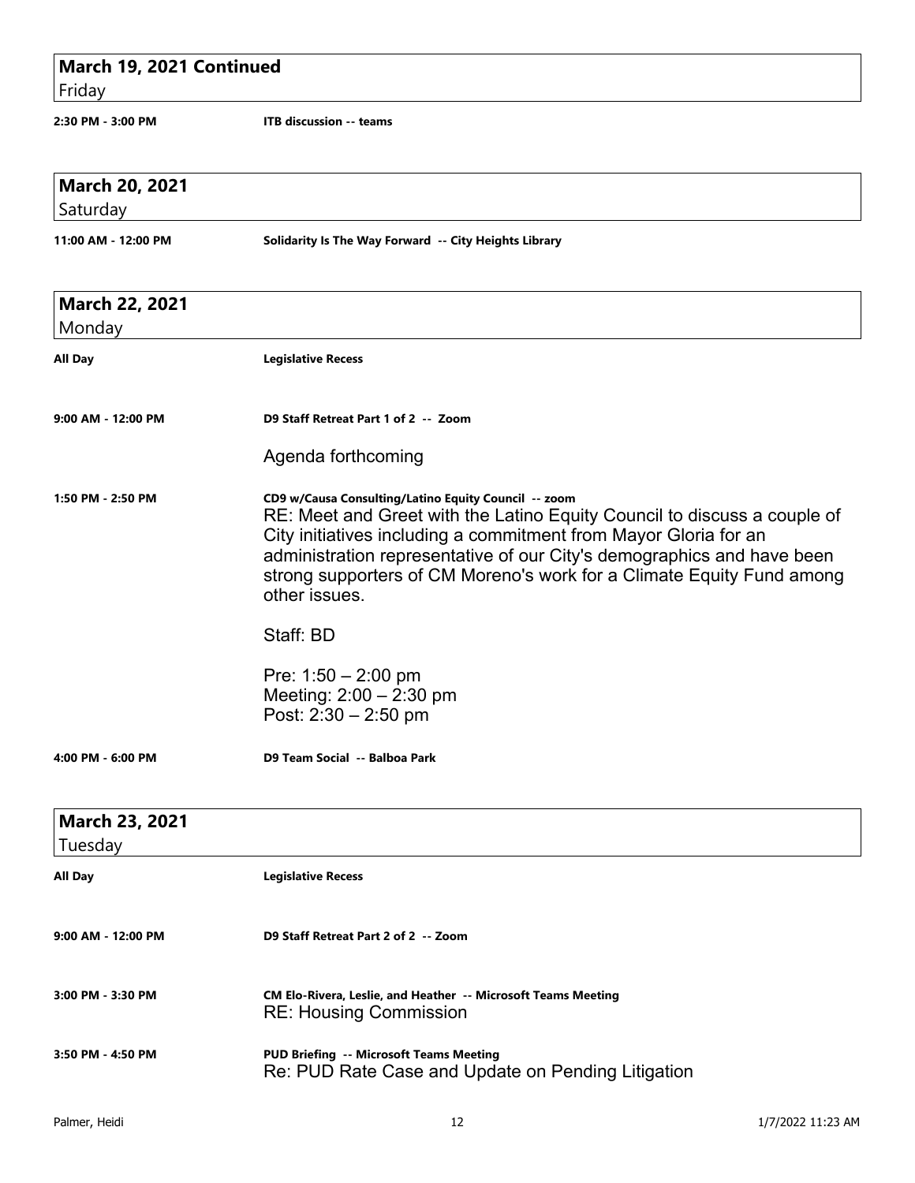## March 19, 2021 Continued
Friday

**2:30 PM - 3:00 PM** — **ITB discussion -- teams**

## March 20, 2021
Saturday

**11:00 AM - 12:00 PM** — **Solidarity Is The Way Forward -- City Heights Library**

## March 22, 2021
Monday

**All Day** — **Legislative Recess**

**9:00 AM - 12:00 PM** — **D9 Staff Retreat Part 1 of 2 -- Zoom**

Agenda forthcoming

**1:50 PM - 2:50 PM** — **CD9 w/Causa Consulting/Latino Equity Council -- zoom**

RE: Meet and Greet with the Latino Equity Council to discuss a couple of City initiatives including a commitment from Mayor Gloria for an administration representative of our City's demographics and have been strong supporters of CM Moreno's work for a Climate Equity Fund among other issues.

Staff: BD

Pre: 1:50 – 2:00 pm
Meeting: 2:00 – 2:30 pm
Post: 2:30 – 2:50 pm

**4:00 PM - 6:00 PM** — **D9 Team Social -- Balboa Park**

## March 23, 2021
Tuesday

**All Day** — **Legislative Recess**

**9:00 AM - 12:00 PM** — **D9 Staff Retreat Part 2 of 2 -- Zoom**

**3:00 PM - 3:30 PM** — **CM Elo-Rivera, Leslie, and Heather -- Microsoft Teams Meeting**

RE: Housing Commission

**3:50 PM - 4:50 PM** — **PUD Briefing -- Microsoft Teams Meeting**

Re: PUD Rate Case and Update on Pending Litigation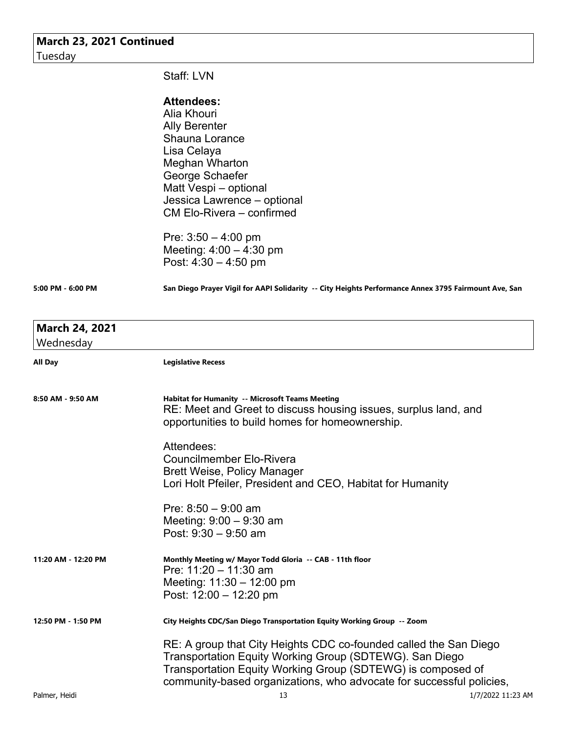## March 23, 2021 Continued
Tuesday

Staff: LVN

**Attendees:**
Alia Khouri
Ally Berenter
Shauna Lorance
Lisa Celaya
Meghan Wharton
George Schaefer
Matt Vespi – optional
Jessica Lawrence – optional
CM Elo-Rivera – confirmed

Pre: 3:50 – 4:00 pm
Meeting: 4:00 – 4:30 pm
Post: 4:30 – 4:50 pm

**5:00 PM - 6:00 PM** — **San Diego Prayer Vigil for AAPI Solidarity -- City Heights Performance Annex 3795 Fairmount Ave, San**

## March 24, 2021
Wednesday

**All Day** — **Legislative Recess**

**8:50 AM - 9:50 AM** — **Habitat for Humanity -- Microsoft Teams Meeting**

RE: Meet and Greet to discuss housing issues, surplus land, and opportunities to build homes for homeownership.

Attendees:
Councilmember Elo-Rivera
Brett Weise, Policy Manager
Lori Holt Pfeiler, President and CEO, Habitat for Humanity

Pre: 8:50 – 9:00 am
Meeting: 9:00 – 9:30 am
Post: 9:30 – 9:50 am

**11:20 AM - 12:20 PM** — **Monthly Meeting w/ Mayor Todd Gloria -- CAB - 11th floor**

Pre: 11:20 – 11:30 am
Meeting: 11:30 – 12:00 pm
Post: 12:00 – 12:20 pm

**12:50 PM - 1:50 PM** — **City Heights CDC/San Diego Transportation Equity Working Group -- Zoom**

RE: A group that City Heights CDC co-founded called the San Diego Transportation Equity Working Group (SDTEWG). San Diego Transportation Equity Working Group (SDTEWG) is composed of community-based organizations, who advocate for successful policies,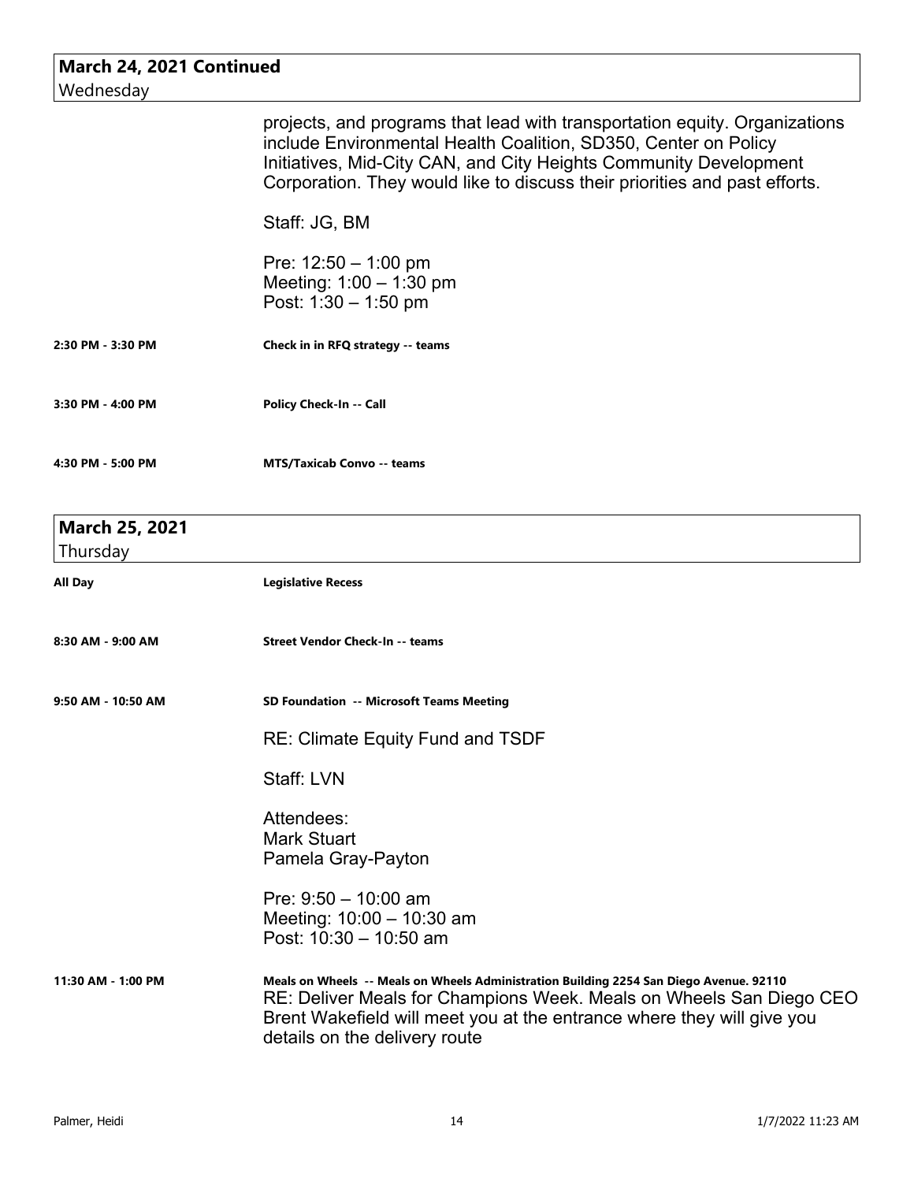## March 24, 2021 Continued
Wednesday

projects, and programs that lead with transportation equity. Organizations include Environmental Health Coalition, SD350, Center on Policy Initiatives, Mid-City CAN, and City Heights Community Development Corporation. They would like to discuss their priorities and past efforts.

Staff: JG, BM

Pre: 12:50 – 1:00 pm
Meeting: 1:00 – 1:30 pm
Post: 1:30 – 1:50 pm

**2:30 PM - 3:30 PM** — **Check in in RFQ strategy -- teams**

**3:30 PM - 4:00 PM** — **Policy Check-In -- Call**

**4:30 PM - 5:00 PM** — **MTS/Taxicab Convo -- teams**

## March 25, 2021
Thursday

**All Day** — **Legislative Recess**

**8:30 AM - 9:00 AM** — **Street Vendor Check-In -- teams**

**9:50 AM - 10:50 AM** — **SD Foundation -- Microsoft Teams Meeting**

RE: Climate Equity Fund and TSDF

Staff: LVN

Attendees:
Mark Stuart
Pamela Gray-Payton

Pre: 9:50 – 10:00 am
Meeting: 10:00 – 10:30 am
Post: 10:30 – 10:50 am

**11:30 AM - 1:00 PM** — **Meals on Wheels -- Meals on Wheels Administration Building 2254 San Diego Avenue. 92110**

RE: Deliver Meals for Champions Week. Meals on Wheels San Diego CEO Brent Wakefield will meet you at the entrance where they will give you details on the delivery route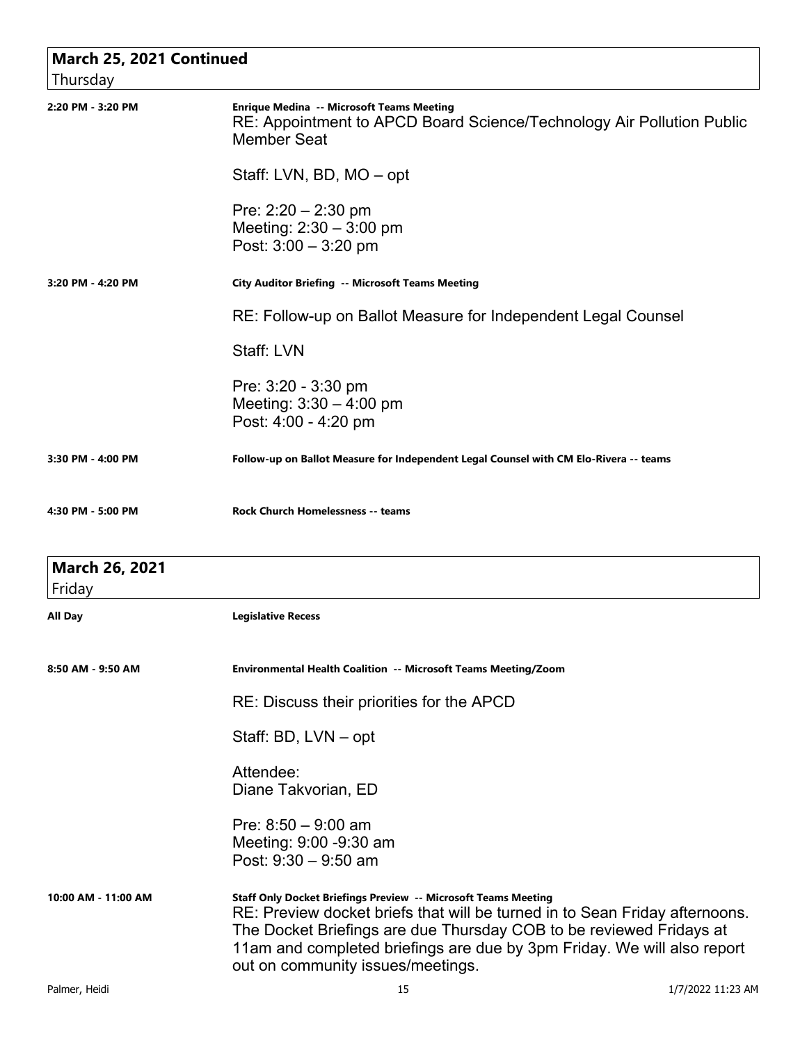## March 25, 2021 Continued

Thursday

**2:20 PM - 3:20 PM**

**Enrique Medina -- Microsoft Teams Meeting**

RE: Appointment to APCD Board Science/Technology Air Pollution Public Member Seat

Staff: LVN, BD, MO – opt

Pre: 2:20 – 2:30 pm
Meeting: 2:30 – 3:00 pm
Post: 3:00 – 3:20 pm

**3:20 PM - 4:20 PM**

**City Auditor Briefing -- Microsoft Teams Meeting**

RE: Follow-up on Ballot Measure for Independent Legal Counsel

Staff: LVN

Pre: 3:20 - 3:30 pm
Meeting: 3:30 – 4:00 pm
Post: 4:00 - 4:20 pm

**3:30 PM - 4:00 PM**

**Follow-up on Ballot Measure for Independent Legal Counsel with CM Elo-Rivera -- teams**

**4:30 PM - 5:00 PM**

**Rock Church Homelessness -- teams**

## March 26, 2021

Friday

**All Day**

**Legislative Recess**

**8:50 AM - 9:50 AM**

**Environmental Health Coalition -- Microsoft Teams Meeting/Zoom**

RE: Discuss their priorities for the APCD

Staff: BD, LVN – opt

Attendee:
Diane Takvorian, ED

Pre: 8:50 – 9:00 am
Meeting: 9:00 -9:30 am
Post: 9:30 – 9:50 am

**10:00 AM - 11:00 AM**

**Staff Only Docket Briefings Preview -- Microsoft Teams Meeting**

RE: Preview docket briefs that will be turned in to Sean Friday afternoons. The Docket Briefings are due Thursday COB to be reviewed Fridays at 11am and completed briefings are due by 3pm Friday. We will also report out on community issues/meetings.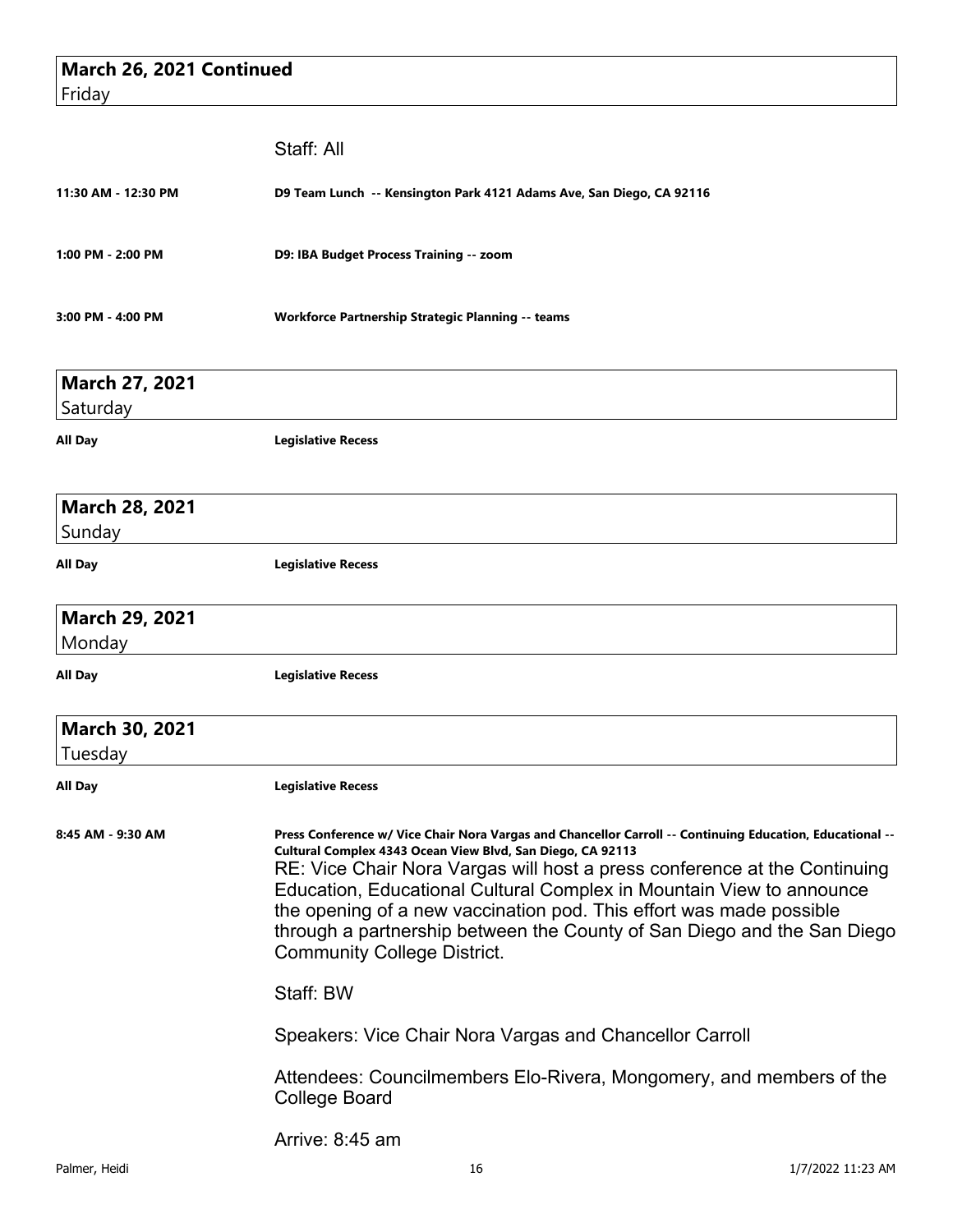## March 26, 2021 Continued
Friday

Staff: All

**11:30 AM - 12:30 PM** — **D9 Team Lunch -- Kensington Park 4121 Adams Ave, San Diego, CA 92116**

**1:00 PM - 2:00 PM** — **D9: IBA Budget Process Training -- zoom**

**3:00 PM - 4:00 PM** — **Workforce Partnership Strategic Planning -- teams**

## March 27, 2021
Saturday

**All Day** — **Legislative Recess**

## March 28, 2021
Sunday

**All Day** — **Legislative Recess**

## March 29, 2021
Monday

**All Day** — **Legislative Recess**

## March 30, 2021
Tuesday

**All Day** — **Legislative Recess**

**8:45 AM - 9:30 AM** — **Press Conference w/ Vice Chair Nora Vargas and Chancellor Carroll -- Continuing Education, Educational -- Cultural Complex 4343 Ocean View Blvd, San Diego, CA 92113**

RE: Vice Chair Nora Vargas will host a press conference at the Continuing Education, Educational Cultural Complex in Mountain View to announce the opening of a new vaccination pod. This effort was made possible through a partnership between the County of San Diego and the San Diego Community College District.

Staff: BW

Speakers: Vice Chair Nora Vargas and Chancellor Carroll

Attendees: Councilmembers Elo-Rivera, Mongomery, and members of the College Board

Arrive: 8:45 am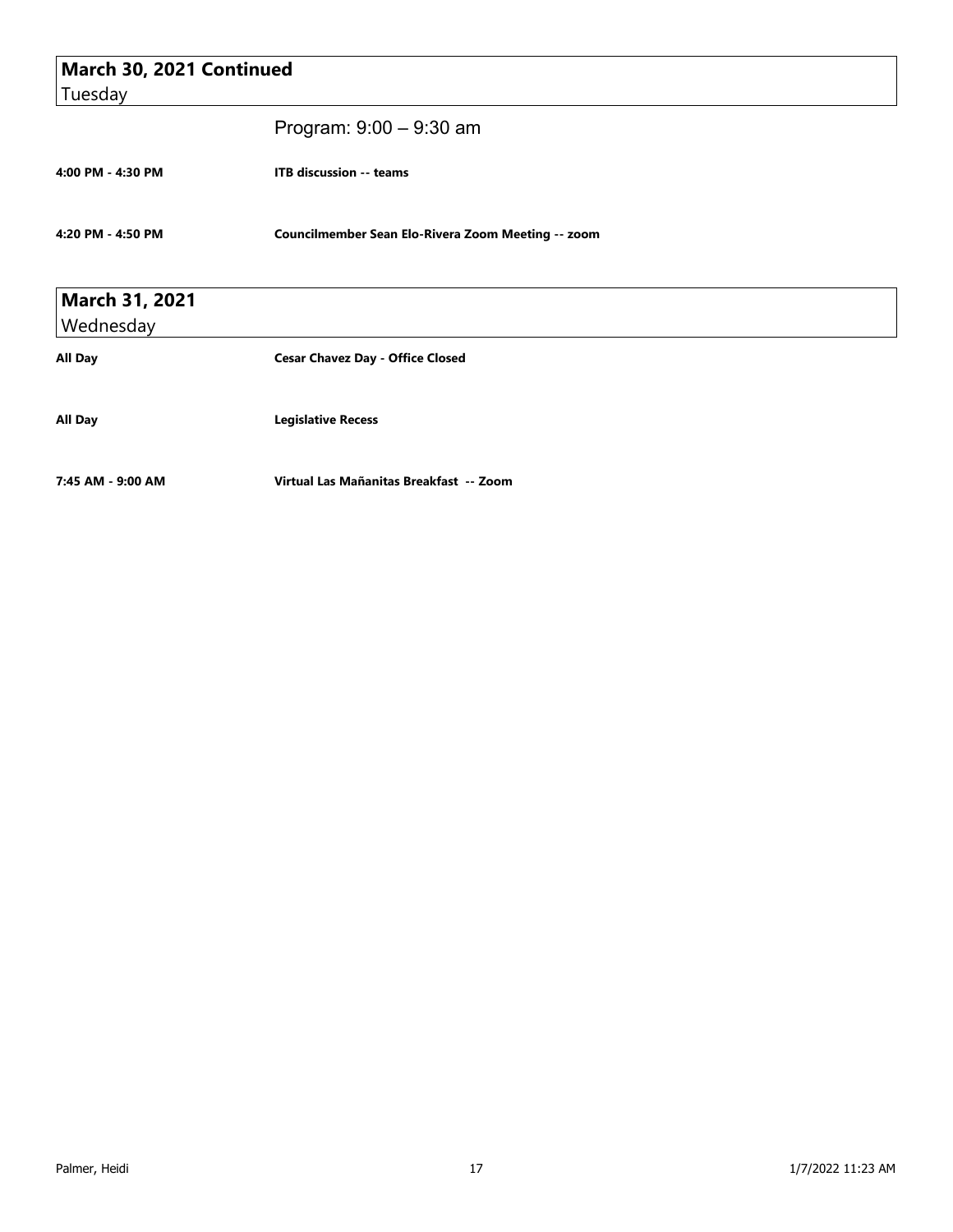## March 30, 2021 Continued
Tuesday

| | |
|---|---|
| | Program: 9:00 – 9:30 am |
| **4:00 PM - 4:30 PM** | **ITB discussion -- teams** |
| **4:20 PM - 4:50 PM** | **Councilmember Sean Elo-Rivera Zoom Meeting -- zoom** |

## March 31, 2021
Wednesday

| | |
|---|---|
| **All Day** | **Cesar Chavez Day - Office Closed** |
| **All Day** | **Legislative Recess** |
| **7:45 AM - 9:00 AM** | **Virtual Las Mañanitas Breakfast -- Zoom** |